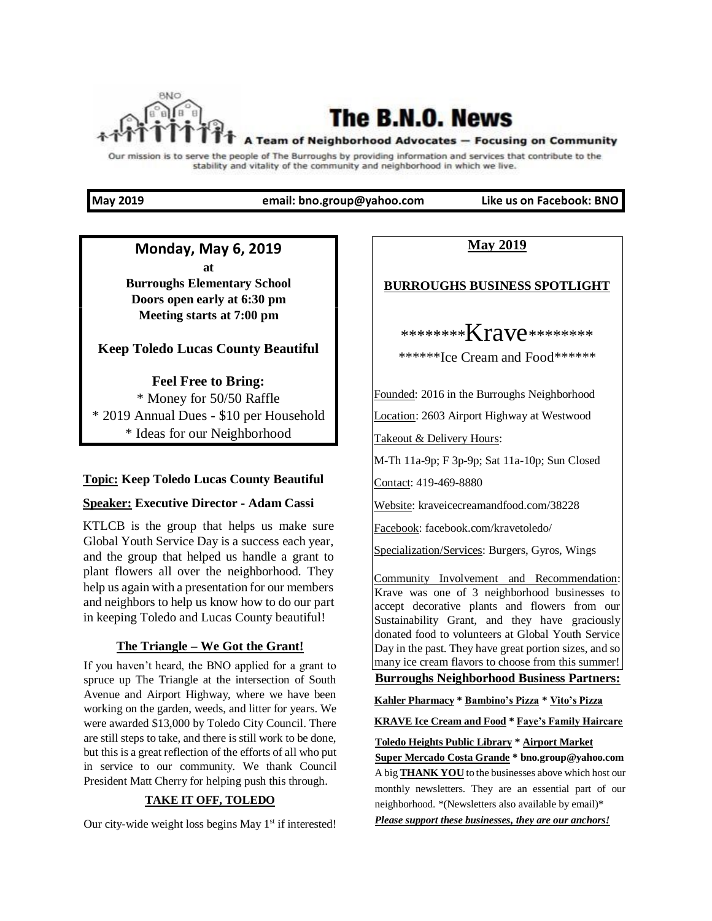# The B.N.O. News

**A Team of Neighborhood Advocates — Focusing on Community**

Our mission is to serve the people of The Burroughs by providing information and services that contribute to the stability and vitality of the community and neighborhood in which we live.

**May 2019** | **email: bno.group@yahoo.com** | **Like us on Facebook: BNO**

---

## Monday, May 6, 2019

**at**
**Burroughs Elementary School**
**Doors open early at 6:30 pm**
**Meeting starts at 7:00 pm**

**Keep Toledo Lucas County Beautiful**

**Feel Free to Bring:**
* Money for 50/50 Raffle
* 2019 Annual Dues - $10 per Household
* Ideas for our Neighborhood

**Topic:** **Keep Toledo Lucas County Beautiful**

**Speaker:** **Executive Director - Adam Cassi**

KTLCB is the group that helps us make sure Global Youth Service Day is a success each year, and the group that helped us handle a grant to plant flowers all over the neighborhood. They help us again with a presentation for our members and neighbors to help us know how to do our part in keeping Toledo and Lucas County beautiful!

### The Triangle – We Got the Grant!

If you haven't heard, the BNO applied for a grant to spruce up The Triangle at the intersection of South Avenue and Airport Highway, where we have been working on the garden, weeds, and litter for years. We were awarded $13,000 by Toledo City Council. There are still steps to take, and there is still work to be done, but this is a great reflection of the efforts of all who put in service to our community. We thank Council President Matt Cherry for helping push this through.

### TAKE IT OFF, TOLEDO

Our city-wide weight loss begins May 1st if interested!

---

## May 2019

### BURROUGHS BUSINESS SPOTLIGHT

********Krave********

******Ice Cream and Food******

Founded: 2016 in the Burroughs Neighborhood

Location: 2603 Airport Highway at Westwood

Takeout & Delivery Hours:

M-Th 11a-9p; F 3p-9p; Sat 11a-10p; Sun Closed

Contact: 419-469-8880

Website: kraveicecreamandfood.com/38228

Facebook: facebook.com/kravetoledo/

Specialization/Services: Burgers, Gyros, Wings

Community Involvement and Recommendation: Krave was one of 3 neighborhood businesses to accept decorative plants and flowers from our Sustainability Grant, and they have graciously donated food to volunteers at Global Youth Service Day in the past. They have great portion sizes, and so many ice cream flavors to choose from this summer!

### Burroughs Neighborhood Business Partners:

**Kahler Pharmacy * Bambino's Pizza * Vito's Pizza**

**KRAVE Ice Cream and Food * Faye's Family Haircare**

**Toledo Heights Public Library * Airport Market**

**Super Mercado Costa Grande * bno.group@yahoo.com**

A big **THANK YOU** to the businesses above which host our monthly newsletters. They are an essential part of our neighborhood. *(Newsletters also available by email)*

***Please support these businesses, they are our anchors!***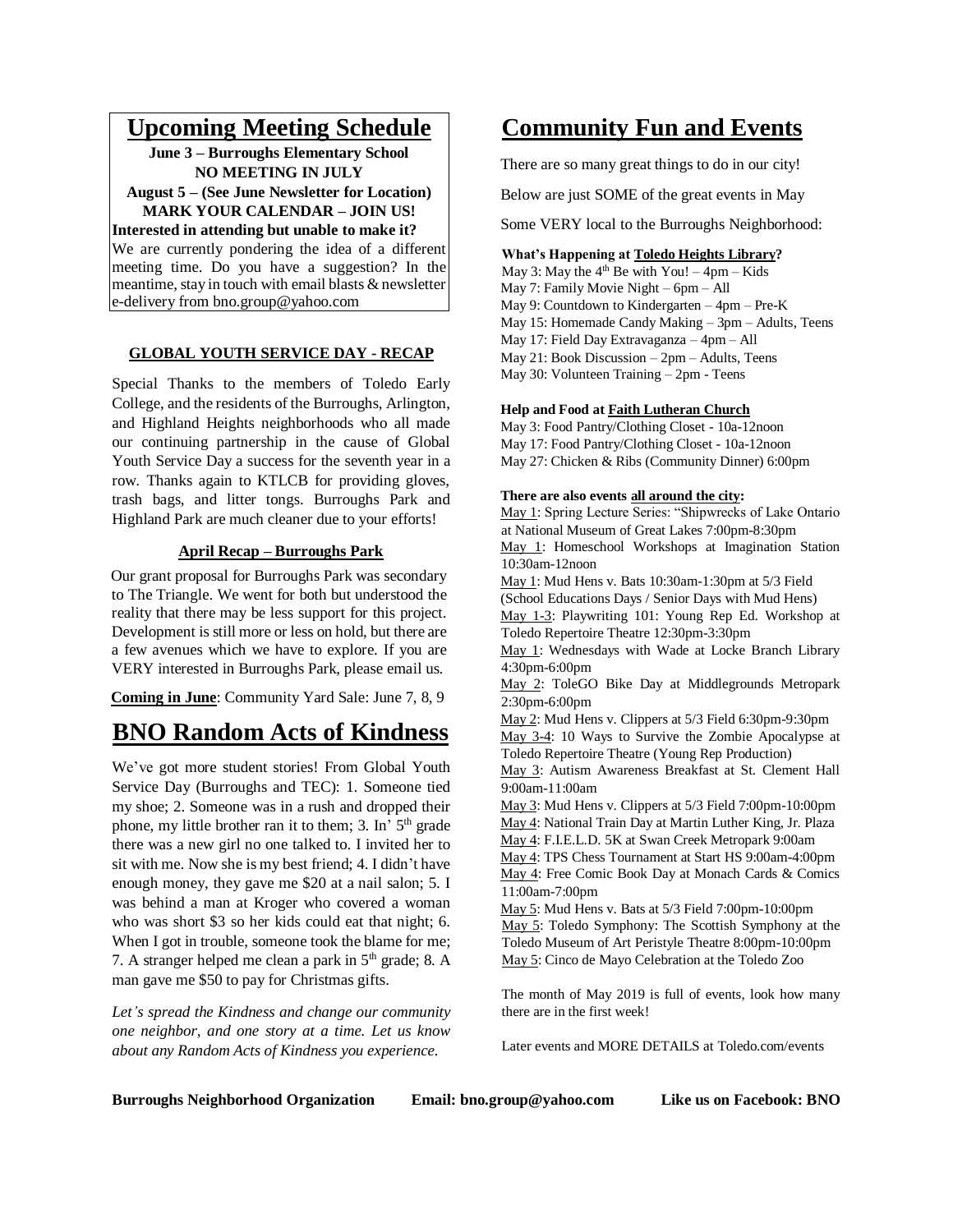## Upcoming Meeting Schedule

**June 3 – Burroughs Elementary School**
**NO MEETING IN JULY**
**August 5 – (See June Newsletter for Location)**
**MARK YOUR CALENDAR – JOIN US!**

**Interested in attending but unable to make it?** We are currently pondering the idea of a different meeting time. Do you have a suggestion? In the meantime, stay in touch with email blasts & newsletter e-delivery from bno.group@yahoo.com

### GLOBAL YOUTH SERVICE DAY - RECAP

Special Thanks to the members of Toledo Early College, and the residents of the Burroughs, Arlington, and Highland Heights neighborhoods who all made our continuing partnership in the cause of Global Youth Service Day a success for the seventh year in a row. Thanks again to KTLCB for providing gloves, trash bags, and litter tongs. Burroughs Park and Highland Park are much cleaner due to your efforts!

### April Recap – Burroughs Park

Our grant proposal for Burroughs Park was secondary to The Triangle. We went for both but understood the reality that there may be less support for this project. Development is still more or less on hold, but there are a few avenues which we have to explore. If you are VERY interested in Burroughs Park, please email us.

**Coming in June**: Community Yard Sale: June 7, 8, 9

## BNO Random Acts of Kindness

We've got more student stories! From Global Youth Service Day (Burroughs and TEC): 1. Someone tied my shoe; 2. Someone was in a rush and dropped their phone, my little brother ran it to them; 3. In' 5th grade there was a new girl no one talked to. I invited her to sit with me. Now she is my best friend; 4. I didn't have enough money, they gave me $20 at a nail salon; 5. I was behind a man at Kroger who covered a woman who was short $3 so her kids could eat that night; 6. When I got in trouble, someone took the blame for me; 7. A stranger helped me clean a park in 5th grade; 8. A man gave me $50 to pay for Christmas gifts.

*Let's spread the Kindness and change our community one neighbor, and one story at a time. Let us know about any Random Acts of Kindness you experience.*

## Community Fun and Events

There are so many great things to do in our city!

Below are just SOME of the great events in May

Some VERY local to the Burroughs Neighborhood:

**What's Happening at Toledo Heights Library?**

May 3: May the 4th Be with You! – 4pm – Kids
May 7: Family Movie Night – 6pm – All
May 9: Countdown to Kindergarten – 4pm – Pre-K
May 15: Homemade Candy Making – 3pm – Adults, Teens
May 17: Field Day Extravaganza – 4pm – All
May 21: Book Discussion – 2pm – Adults, Teens
May 30: Volunteen Training – 2pm - Teens

**Help and Food at Faith Lutheran Church**

May 3: Food Pantry/Clothing Closet - 10a-12noon
May 17: Food Pantry/Clothing Closet - 10a-12noon
May 27: Chicken & Ribs (Community Dinner) 6:00pm

**There are also events all around the city:**

May 1: Spring Lecture Series: "Shipwrecks of Lake Ontario at National Museum of Great Lakes 7:00pm-8:30pm
May 1: Homeschool Workshops at Imagination Station 10:30am-12noon
May 1: Mud Hens v. Bats 10:30am-1:30pm at 5/3 Field (School Educations Days / Senior Days with Mud Hens)
May 1-3: Playwriting 101: Young Rep Ed. Workshop at Toledo Repertoire Theatre 12:30pm-3:30pm
May 1: Wednesdays with Wade at Locke Branch Library 4:30pm-6:00pm
May 2: ToleGO Bike Day at Middlegrounds Metropark 2:30pm-6:00pm
May 2: Mud Hens v. Clippers at 5/3 Field 6:30pm-9:30pm
May 3-4: 10 Ways to Survive the Zombie Apocalypse at Toledo Repertoire Theatre (Young Rep Production)
May 3: Autism Awareness Breakfast at St. Clement Hall 9:00am-11:00am
May 3: Mud Hens v. Clippers at 5/3 Field 7:00pm-10:00pm
May 4: National Train Day at Martin Luther King, Jr. Plaza
May 4: F.I.E.L.D. 5K at Swan Creek Metropark 9:00am
May 4: TPS Chess Tournament at Start HS 9:00am-4:00pm
May 4: Free Comic Book Day at Monach Cards & Comics 11:00am-7:00pm
May 5: Mud Hens v. Bats at 5/3 Field 7:00pm-10:00pm
May 5: Toledo Symphony: The Scottish Symphony at the Toledo Museum of Art Peristyle Theatre 8:00pm-10:00pm
May 5: Cinco de Mayo Celebration at the Toledo Zoo

The month of May 2019 is full of events, look how many there are in the first week!

Later events and MORE DETAILS at Toledo.com/events

**Burroughs Neighborhood Organization Email: bno.group@yahoo.com Like us on Facebook: BNO**